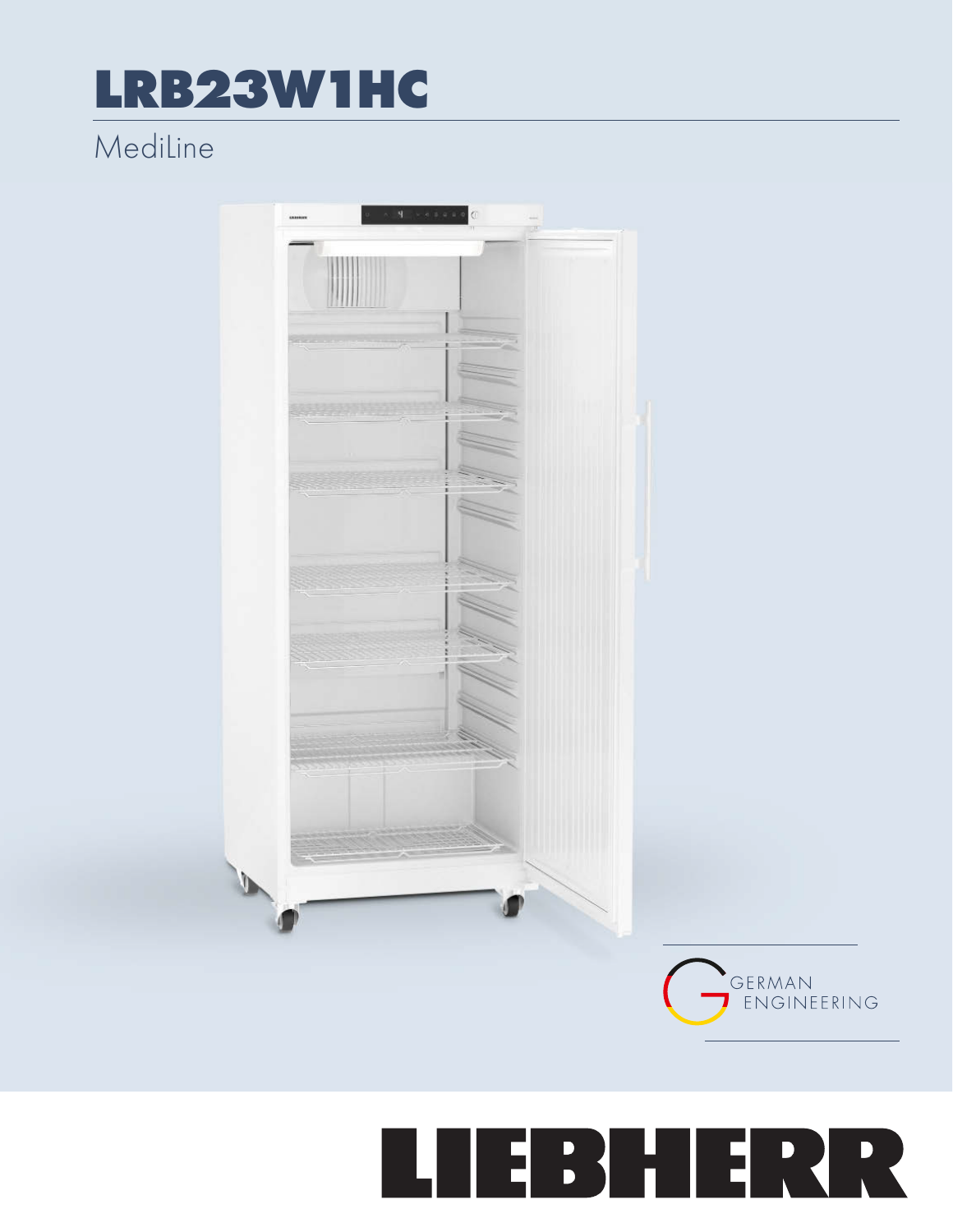# LRB23W1HC

MediLine

GERMAN ENGINEERING

LIEBHERR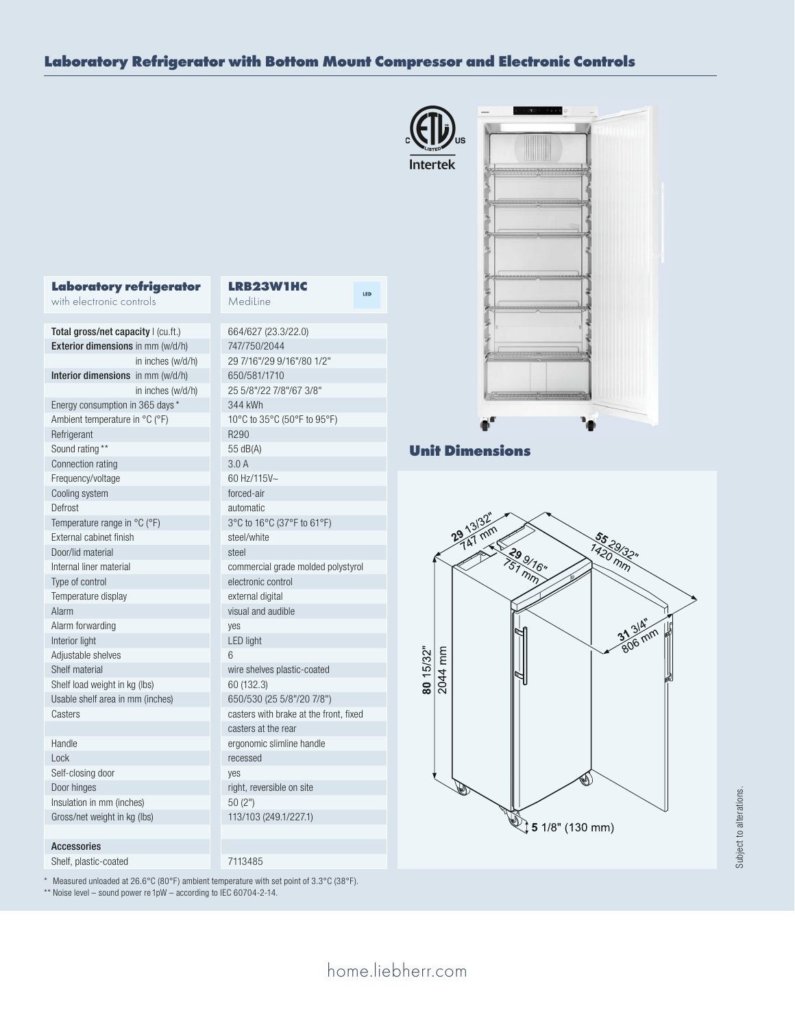## Laboratory Refrigerator with Bottom Mount Compressor and Electronic Controls

Intertek

| Laboratory refrigerator with electronic controls | LRB23W1HC MediLine LED |
| --- | --- |
| **Total gross/net capacity** l (cu.ft.) | 664/627 (23.3/22.0) |
| **Exterior dimensions** in mm (w/d/h) | 747/750/2044 |
| in inches (w/d/h) | 29 7/16"/29 9/16"/80 1/2" |
| **Interior dimensions** in mm (w/d/h) | 650/581/1710 |
| in inches (w/d/h) | 25 5/8"/22 7/8"/67 3/8" |
| Energy consumption in 365 days * | 344 kWh |
| Ambient temperature in °C (°F) | 10°C to 35°C (50°F to 95°F) |
| Refrigerant | R290 |
| Sound rating ** | 55 dB(A) |
| Connection rating | 3.0 A |
| Frequency/voltage | 60 Hz/115V~ |
| Cooling system | forced-air |
| Defrost | automatic |
| Temperature range in °C (°F) | 3°C to 16°C (37°F to 61°F) |
| External cabinet finish | steel/white |
| Door/lid material | steel |
| Internal liner material | commercial grade molded polystyrol |
| Type of control | electronic control |
| Temperature display | external digital |
| Alarm | visual and audible |
| Alarm forwarding | yes |
| Interior light | LED light |
| Adjustable shelves | 6 |
| Shelf material | wire shelves plastic-coated |
| Shelf load weight in kg (lbs) | 60 (132.3) |
| Usable shelf area in mm (inches) | 650/530 (25 5/8"/20 7/8") |
| Casters | casters with brake at the front, fixed casters at the rear |
| Handle | ergonomic slimline handle |
| Lock | recessed |
| Self-closing door | yes |
| Door hinges | right, reversible on site |
| Insulation in mm (inches) | 50 (2") |
| Gross/net weight in kg (lbs) | 113/103 (249.1/227.1) |
| | |
| **Accessories** | |
| Shelf, plastic-coated | 7113485 |

\* Measured unloaded at 26.6°C (80°F) ambient temperature with set point of 3.3°C (38°F).
\*\* Noise level – sound power re 1pW – according to IEC 60704-2-14.

### Unit Dimensions

29 13/32"
747 mm

29 9/16"
751 mm

55 29/32"
1420 mm

31 3/4"
806 mm

80 15/32"
2044 mm

5 1/8" (130 mm)

Subject to alterations.

home.liebherr.com